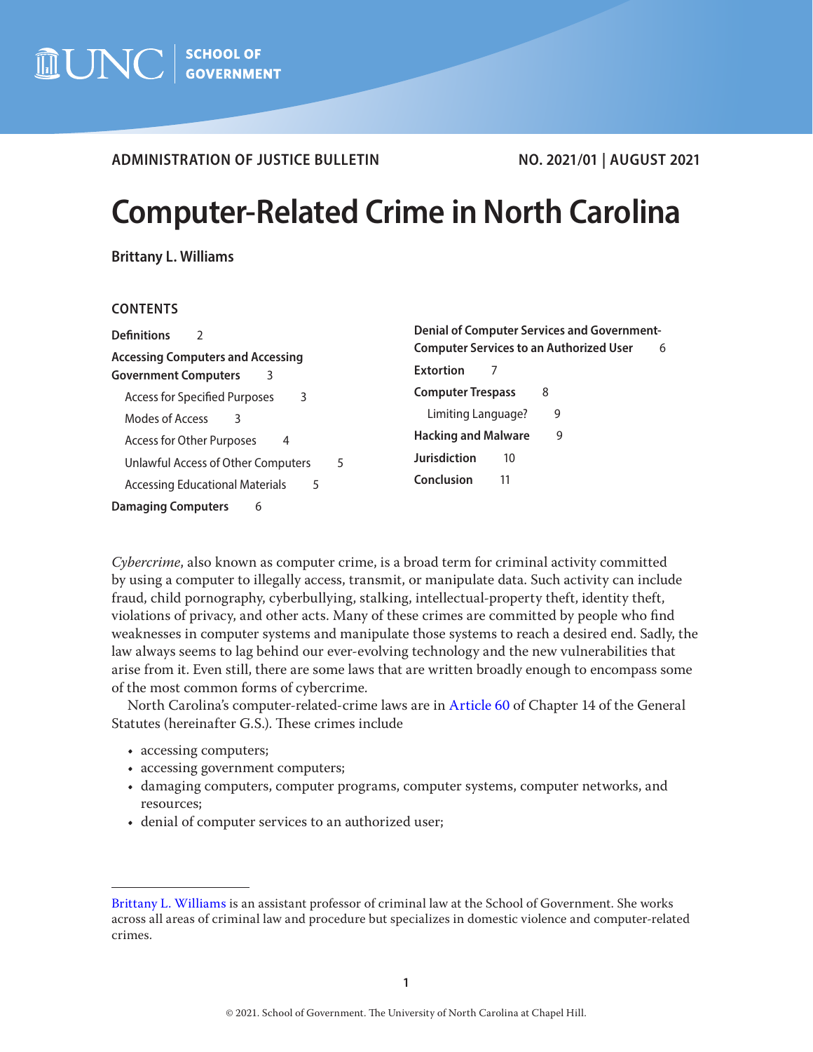ADMINISTRATION OF JUSTICE BULLETIN NO. 2021/01 | AUGUST 2021

# Computer-Related Crime in North Carolina

**Brittany L. Williams**

## CONTENTS

**Definitions** 2

**Accessing Computers and Accessing Government Computers** 3

- Access for Specified Purposes 3
- Modes of Access 3
- Access for Other Purposes 4
- Unlawful Access of Other Computers 5
- Accessing Educational Materials 5

**Damaging Computers** 6

**Denial of Computer Services and Government-Computer Services to an Authorized User** 6

**Extortion** 7

**Computer Trespass** 8

- Limiting Language? 9

**Hacking and Malware** 9

**Jurisdiction** 10

**Conclusion** 11

*Cybercrime*, also known as computer crime, is a broad term for criminal activity committed by using a computer to illegally access, transmit, or manipulate data. Such activity can include fraud, child pornography, cyberbullying, stalking, intellectual-property theft, identity theft, violations of privacy, and other acts. Many of these crimes are committed by people who find weaknesses in computer systems and manipulate those systems to reach a desired end. Sadly, the law always seems to lag behind our ever-evolving technology and the new vulnerabilities that arise from it. Even still, there are some laws that are written broadly enough to encompass some of the most common forms of cybercrime.

North Carolina's computer-related-crime laws are in Article 60 of Chapter 14 of the General Statutes (hereinafter G.S.). These crimes include

- accessing computers;
- accessing government computers;
- damaging computers, computer programs, computer systems, computer networks, and resources;
- denial of computer services to an authorized user;

---

Brittany L. Williams is an assistant professor of criminal law at the School of Government. She works across all areas of criminal law and procedure but specializes in domestic violence and computer-related crimes.

© 2021. School of Government. The University of North Carolina at Chapel Hill.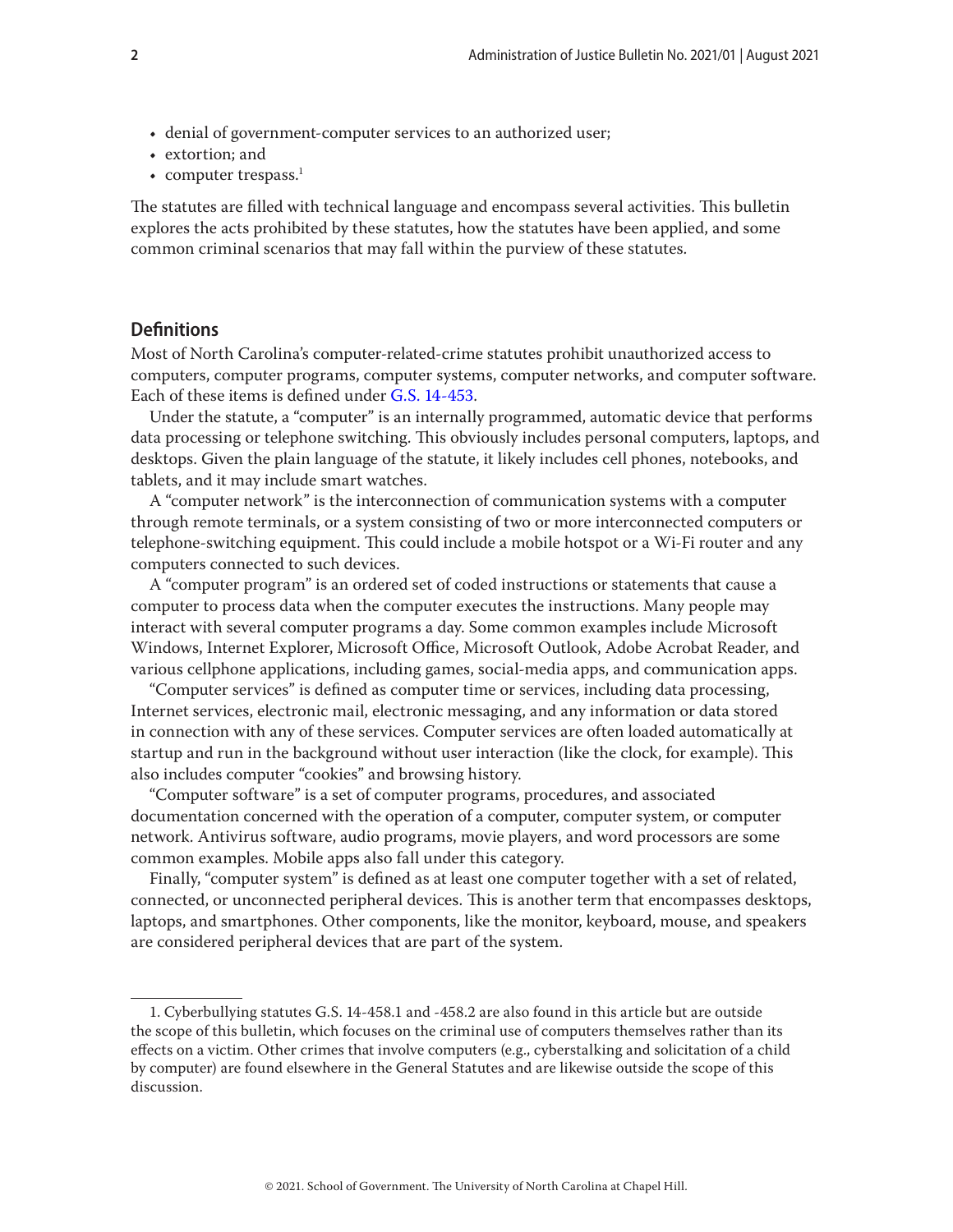- denial of government-computer services to an authorized user;
- extortion; and
- computer trespass.[1]

The statutes are filled with technical language and encompass several activities. This bulletin explores the acts prohibited by these statutes, how the statutes have been applied, and some common criminal scenarios that may fall within the purview of these statutes.

## Definitions

Most of North Carolina's computer-related-crime statutes prohibit unauthorized access to computers, computer programs, computer systems, computer networks, and computer software. Each of these items is defined under G.S. 14-453.

Under the statute, a "computer" is an internally programmed, automatic device that performs data processing or telephone switching. This obviously includes personal computers, laptops, and desktops. Given the plain language of the statute, it likely includes cell phones, notebooks, and tablets, and it may include smart watches.

A "computer network" is the interconnection of communication systems with a computer through remote terminals, or a system consisting of two or more interconnected computers or telephone-switching equipment. This could include a mobile hotspot or a Wi-Fi router and any computers connected to such devices.

A "computer program" is an ordered set of coded instructions or statements that cause a computer to process data when the computer executes the instructions. Many people may interact with several computer programs a day. Some common examples include Microsoft Windows, Internet Explorer, Microsoft Office, Microsoft Outlook, Adobe Acrobat Reader, and various cellphone applications, including games, social-media apps, and communication apps.

"Computer services" is defined as computer time or services, including data processing, Internet services, electronic mail, electronic messaging, and any information or data stored in connection with any of these services. Computer services are often loaded automatically at startup and run in the background without user interaction (like the clock, for example). This also includes computer "cookies" and browsing history.

"Computer software" is a set of computer programs, procedures, and associated documentation concerned with the operation of a computer, computer system, or computer network. Antivirus software, audio programs, movie players, and word processors are some common examples. Mobile apps also fall under this category.

Finally, "computer system" is defined as at least one computer together with a set of related, connected, or unconnected peripheral devices. This is another term that encompasses desktops, laptops, and smartphones. Other components, like the monitor, keyboard, mouse, and speakers are considered peripheral devices that are part of the system.

---

1. Cyberbullying statutes G.S. 14-458.1 and -458.2 are also found in this article but are outside the scope of this bulletin, which focuses on the criminal use of computers themselves rather than its effects on a victim. Other crimes that involve computers (e.g., cyberstalking and solicitation of a child by computer) are found elsewhere in the General Statutes and are likewise outside the scope of this discussion.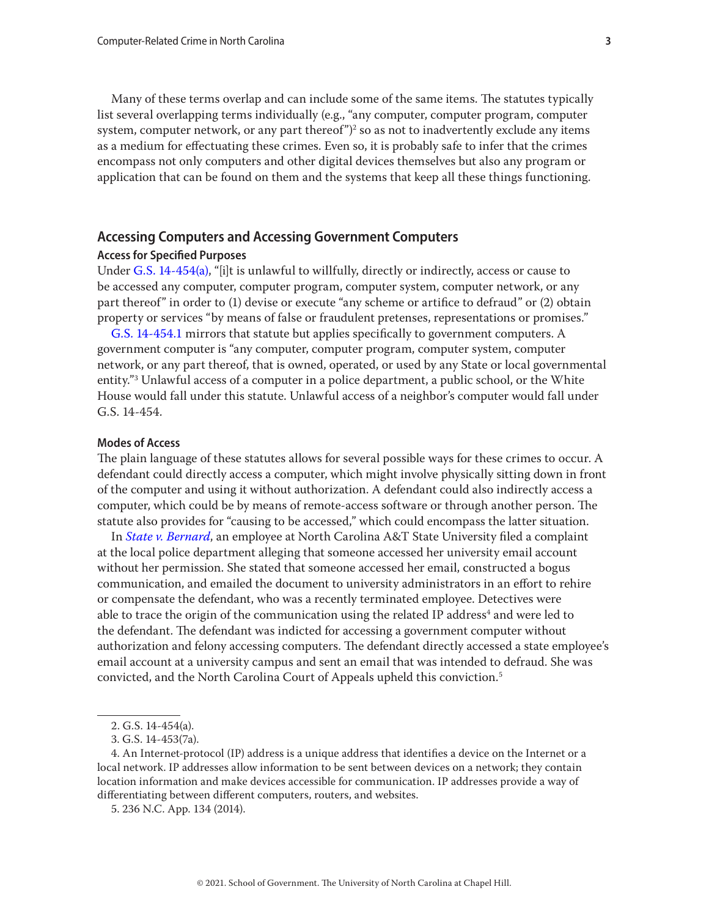Many of these terms overlap and can include some of the same items. The statutes typically list several overlapping terms individually (e.g., "any computer, computer program, computer system, computer network, or any part thereof")[2] so as not to inadvertently exclude any items as a medium for effectuating these crimes. Even so, it is probably safe to infer that the crimes encompass not only computers and other digital devices themselves but also any program or application that can be found on them and the systems that keep all these things functioning.

## Accessing Computers and Accessing Government Computers

### Access for Specified Purposes

Under G.S. 14-454(a), "[i]t is unlawful to willfully, directly or indirectly, access or cause to be accessed any computer, computer program, computer system, computer network, or any part thereof" in order to (1) devise or execute "any scheme or artifice to defraud" or (2) obtain property or services "by means of false or fraudulent pretenses, representations or promises."

G.S. 14-454.1 mirrors that statute but applies specifically to government computers. A government computer is "any computer, computer program, computer system, computer network, or any part thereof, that is owned, operated, or used by any State or local governmental entity."[3] Unlawful access of a computer in a police department, a public school, or the White House would fall under this statute. Unlawful access of a neighbor's computer would fall under G.S. 14-454.

### Modes of Access

The plain language of these statutes allows for several possible ways for these crimes to occur. A defendant could directly access a computer, which might involve physically sitting down in front of the computer and using it without authorization. A defendant could also indirectly access a computer, which could be by means of remote-access software or through another person. The statute also provides for "causing to be accessed," which could encompass the latter situation.

In *State v. Bernard*, an employee at North Carolina A&T State University filed a complaint at the local police department alleging that someone accessed her university email account without her permission. She stated that someone accessed her email, constructed a bogus communication, and emailed the document to university administrators in an effort to rehire or compensate the defendant, who was a recently terminated employee. Detectives were able to trace the origin of the communication using the related IP address[4] and were led to the defendant. The defendant was indicted for accessing a government computer without authorization and felony accessing computers. The defendant directly accessed a state employee's email account at a university campus and sent an email that was intended to defraud. She was convicted, and the North Carolina Court of Appeals upheld this conviction.[5]

2. G.S. 14-454(a).

3. G.S. 14-453(7a).

4. An Internet-protocol (IP) address is a unique address that identifies a device on the Internet or a local network. IP addresses allow information to be sent between devices on a network; they contain location information and make devices accessible for communication. IP addresses provide a way of differentiating between different computers, routers, and websites.

5. 236 N.C. App. 134 (2014).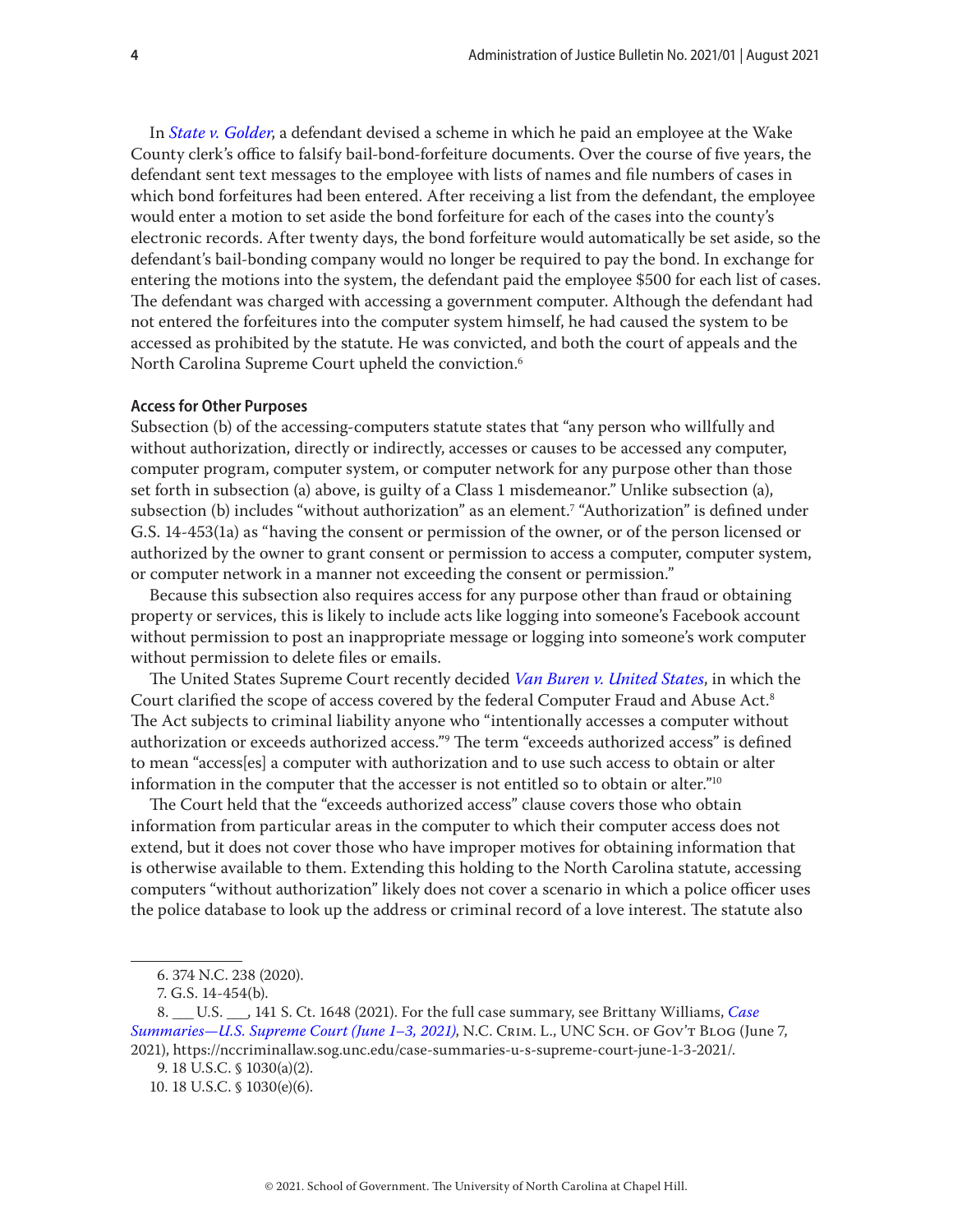In *State v. Golder*, a defendant devised a scheme in which he paid an employee at the Wake County clerk's office to falsify bail-bond-forfeiture documents. Over the course of five years, the defendant sent text messages to the employee with lists of names and file numbers of cases in which bond forfeitures had been entered. After receiving a list from the defendant, the employee would enter a motion to set aside the bond forfeiture for each of the cases into the county's electronic records. After twenty days, the bond forfeiture would automatically be set aside, so the defendant's bail-bonding company would no longer be required to pay the bond. In exchange for entering the motions into the system, the defendant paid the employee $500 for each list of cases. The defendant was charged with accessing a government computer. Although the defendant had not entered the forfeitures into the computer system himself, he had caused the system to be accessed as prohibited by the statute. He was convicted, and both the court of appeals and the North Carolina Supreme Court upheld the conviction.[6]

### Access for Other Purposes

Subsection (b) of the accessing-computers statute states that "any person who willfully and without authorization, directly or indirectly, accesses or causes to be accessed any computer, computer program, computer system, or computer network for any purpose other than those set forth in subsection (a) above, is guilty of a Class 1 misdemeanor." Unlike subsection (a), subsection (b) includes "without authorization" as an element.[7] "Authorization" is defined under G.S. 14-453(1a) as "having the consent or permission of the owner, or of the person licensed or authorized by the owner to grant consent or permission to access a computer, computer system, or computer network in a manner not exceeding the consent or permission."

Because this subsection also requires access for any purpose other than fraud or obtaining property or services, this is likely to include acts like logging into someone's Facebook account without permission to post an inappropriate message or logging into someone's work computer without permission to delete files or emails.

The United States Supreme Court recently decided *Van Buren v. United States*, in which the Court clarified the scope of access covered by the federal Computer Fraud and Abuse Act.[8] The Act subjects to criminal liability anyone who "intentionally accesses a computer without authorization or exceeds authorized access."[9] The term "exceeds authorized access" is defined to mean "access[es] a computer with authorization and to use such access to obtain or alter information in the computer that the accesser is not entitled so to obtain or alter."[10]

The Court held that the "exceeds authorized access" clause covers those who obtain information from particular areas in the computer to which their computer access does not extend, but it does not cover those who have improper motives for obtaining information that is otherwise available to them. Extending this holding to the North Carolina statute, accessing computers "without authorization" likely does not cover a scenario in which a police officer uses the police database to look up the address or criminal record of a love interest. The statute also

---

6. 374 N.C. 238 (2020).

7. G.S. 14-454(b).

8. ___ U.S. ___, 141 S. Ct. 1648 (2021). For the full case summary, see Brittany Williams, *Case Summaries—U.S. Supreme Court (June 1–3, 2021)*, N.C. Crim. L., UNC Sch. of Gov't Blog (June 7, 2021), https://nccriminallaw.sog.unc.edu/case-summaries-u-s-supreme-court-june-1-3-2021/.

9. 18 U.S.C. § 1030(a)(2).

10. 18 U.S.C. § 1030(e)(6).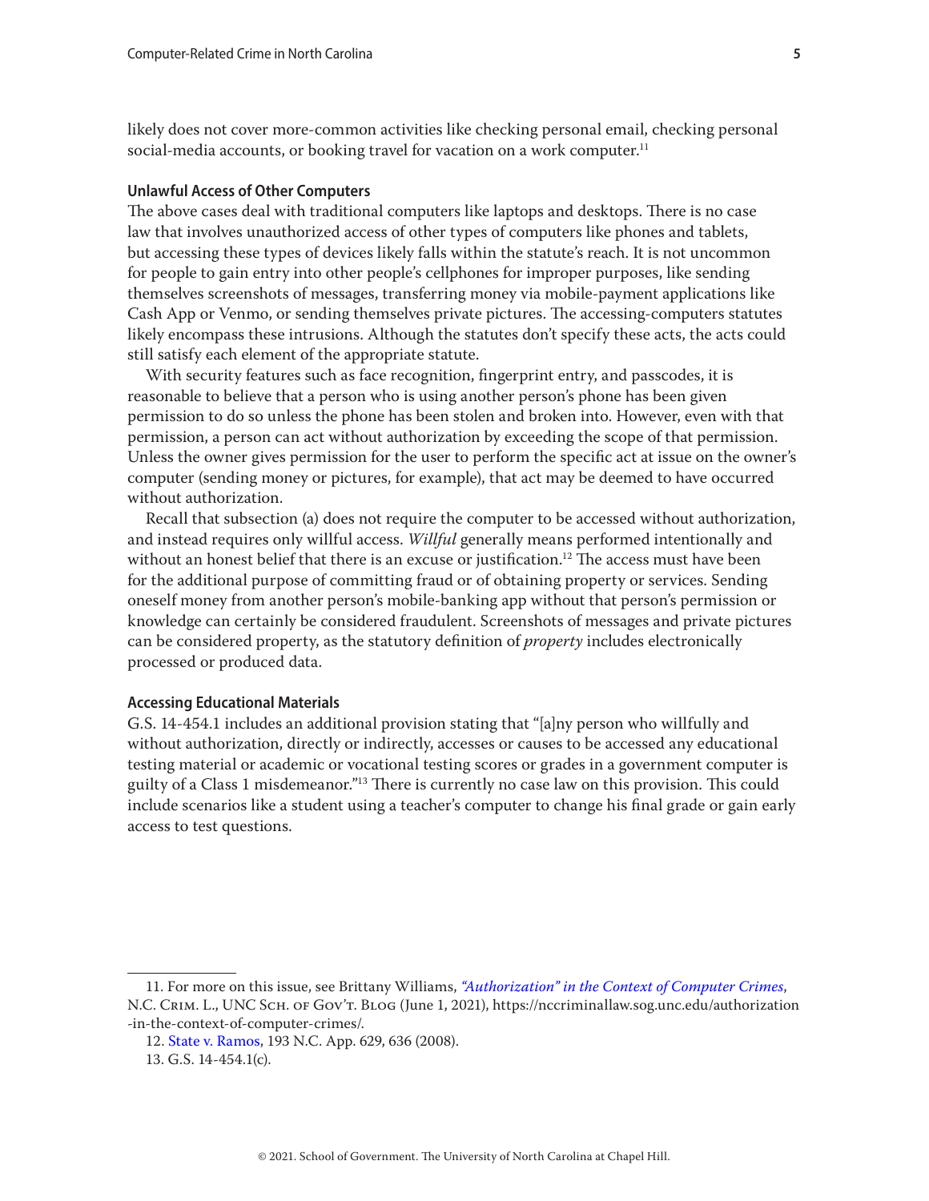likely does not cover more-common activities like checking personal email, checking personal social-media accounts, or booking travel for vacation on a work computer.[11]

### Unlawful Access of Other Computers

The above cases deal with traditional computers like laptops and desktops. There is no case law that involves unauthorized access of other types of computers like phones and tablets, but accessing these types of devices likely falls within the statute's reach. It is not uncommon for people to gain entry into other people's cellphones for improper purposes, like sending themselves screenshots of messages, transferring money via mobile-payment applications like Cash App or Venmo, or sending themselves private pictures. The accessing-computers statutes likely encompass these intrusions. Although the statutes don't specify these acts, the acts could still satisfy each element of the appropriate statute.

With security features such as face recognition, fingerprint entry, and passcodes, it is reasonable to believe that a person who is using another person's phone has been given permission to do so unless the phone has been stolen and broken into. However, even with that permission, a person can act without authorization by exceeding the scope of that permission. Unless the owner gives permission for the user to perform the specific act at issue on the owner's computer (sending money or pictures, for example), that act may be deemed to have occurred without authorization.

Recall that subsection (a) does not require the computer to be accessed without authorization, and instead requires only willful access. *Willful* generally means performed intentionally and without an honest belief that there is an excuse or justification.[12] The access must have been for the additional purpose of committing fraud or of obtaining property or services. Sending oneself money from another person's mobile-banking app without that person's permission or knowledge can certainly be considered fraudulent. Screenshots of messages and private pictures can be considered property, as the statutory definition of *property* includes electronically processed or produced data.

### Accessing Educational Materials

G.S. 14-454.1 includes an additional provision stating that "[a]ny person who willfully and without authorization, directly or indirectly, accesses or causes to be accessed any educational testing material or academic or vocational testing scores or grades in a government computer is guilty of a Class 1 misdemeanor."[13] There is currently no case law on this provision. This could include scenarios like a student using a teacher's computer to change his final grade or gain early access to test questions.

---

11. For more on this issue, see Brittany Williams, *"Authorization" in the Context of Computer Crimes*, N.C. Crim. L., UNC Sch. of Gov't. Blog (June 1, 2021), https://nccriminallaw.sog.unc.edu/authorization-in-the-context-of-computer-crimes/.

12. State v. Ramos, 193 N.C. App. 629, 636 (2008).

13. G.S. 14-454.1(c).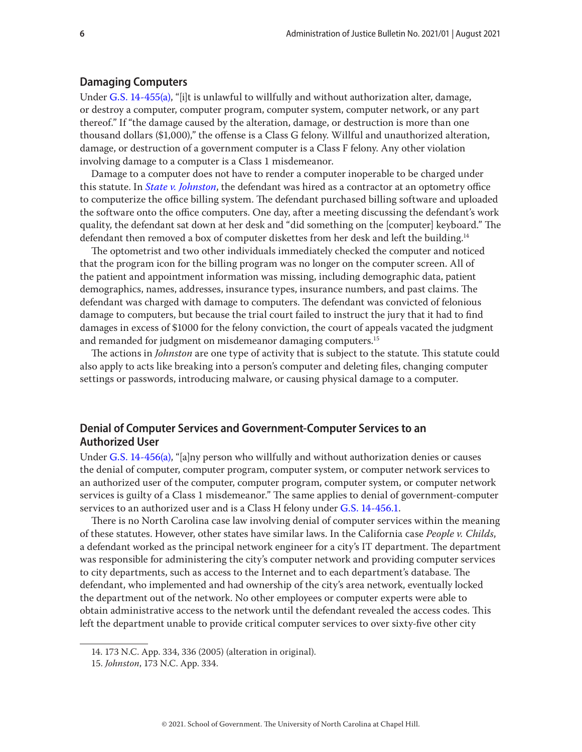## Damaging Computers

Under G.S. 14-455(a), "[i]t is unlawful to willfully and without authorization alter, damage, or destroy a computer, computer program, computer system, computer network, or any part thereof." If "the damage caused by the alteration, damage, or destruction is more than one thousand dollars ($1,000)," the offense is a Class G felony. Willful and unauthorized alteration, damage, or destruction of a government computer is a Class F felony. Any other violation involving damage to a computer is a Class 1 misdemeanor.

Damage to a computer does not have to render a computer inoperable to be charged under this statute. In *State v. Johnston*, the defendant was hired as a contractor at an optometry office to computerize the office billing system. The defendant purchased billing software and uploaded the software onto the office computers. One day, after a meeting discussing the defendant's work quality, the defendant sat down at her desk and "did something on the [computer] keyboard." The defendant then removed a box of computer diskettes from her desk and left the building.[14]

The optometrist and two other individuals immediately checked the computer and noticed that the program icon for the billing program was no longer on the computer screen. All of the patient and appointment information was missing, including demographic data, patient demographics, names, addresses, insurance types, insurance numbers, and past claims. The defendant was charged with damage to computers. The defendant was convicted of felonious damage to computers, but because the trial court failed to instruct the jury that it had to find damages in excess of $1000 for the felony conviction, the court of appeals vacated the judgment and remanded for judgment on misdemeanor damaging computers.[15]

The actions in *Johnston* are one type of activity that is subject to the statute. This statute could also apply to acts like breaking into a person's computer and deleting files, changing computer settings or passwords, introducing malware, or causing physical damage to a computer.

## Denial of Computer Services and Government-Computer Services to an Authorized User

Under G.S. 14-456(a), "[a]ny person who willfully and without authorization denies or causes the denial of computer, computer program, computer system, or computer network services to an authorized user of the computer, computer program, computer system, or computer network services is guilty of a Class 1 misdemeanor." The same applies to denial of government-computer services to an authorized user and is a Class H felony under G.S. 14-456.1.

There is no North Carolina case law involving denial of computer services within the meaning of these statutes. However, other states have similar laws. In the California case *People v. Childs*, a defendant worked as the principal network engineer for a city's IT department. The department was responsible for administering the city's computer network and providing computer services to city departments, such as access to the Internet and to each department's database. The defendant, who implemented and had ownership of the city's area network, eventually locked the department out of the network. No other employees or computer experts were able to obtain administrative access to the network until the defendant revealed the access codes. This left the department unable to provide critical computer services to over sixty-five other city

---

14. 173 N.C. App. 334, 336 (2005) (alteration in original).

15. *Johnston*, 173 N.C. App. 334.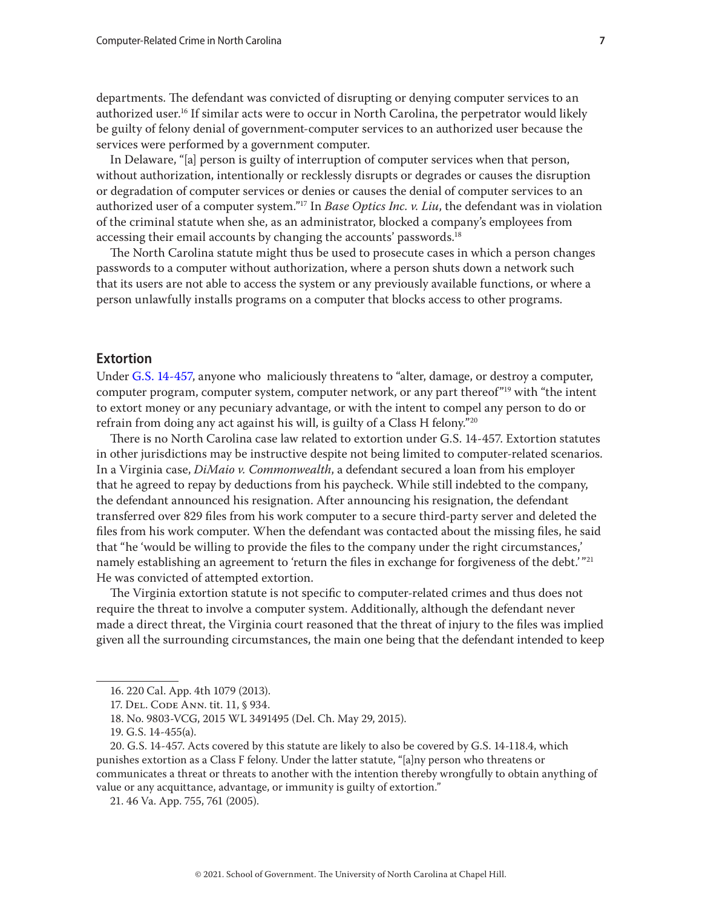departments. The defendant was convicted of disrupting or denying computer services to an authorized user.[16] If similar acts were to occur in North Carolina, the perpetrator would likely be guilty of felony denial of government-computer services to an authorized user because the services were performed by a government computer.

In Delaware, "[a] person is guilty of interruption of computer services when that person, without authorization, intentionally or recklessly disrupts or degrades or causes the disruption or degradation of computer services or denies or causes the denial of computer services to an authorized user of a computer system."[17] In *Base Optics Inc. v. Liu*, the defendant was in violation of the criminal statute when she, as an administrator, blocked a company's employees from accessing their email accounts by changing the accounts' passwords.[18]

The North Carolina statute might thus be used to prosecute cases in which a person changes passwords to a computer without authorization, where a person shuts down a network such that its users are not able to access the system or any previously available functions, or where a person unlawfully installs programs on a computer that blocks access to other programs.

## Extortion

Under G.S. 14-457, anyone who maliciously threatens to "alter, damage, or destroy a computer, computer program, computer system, computer network, or any part thereof"[19] with "the intent to extort money or any pecuniary advantage, or with the intent to compel any person to do or refrain from doing any act against his will, is guilty of a Class H felony."[20]

There is no North Carolina case law related to extortion under G.S. 14-457. Extortion statutes in other jurisdictions may be instructive despite not being limited to computer-related scenarios. In a Virginia case, *DiMaio v. Commonwealth*, a defendant secured a loan from his employer that he agreed to repay by deductions from his paycheck. While still indebted to the company, the defendant announced his resignation. After announcing his resignation, the defendant transferred over 829 files from his work computer to a secure third-party server and deleted the files from his work computer. When the defendant was contacted about the missing files, he said that "he 'would be willing to provide the files to the company under the right circumstances,' namely establishing an agreement to 'return the files in exchange for forgiveness of the debt.'"[21] He was convicted of attempted extortion.

The Virginia extortion statute is not specific to computer-related crimes and thus does not require the threat to involve a computer system. Additionally, although the defendant never made a direct threat, the Virginia court reasoned that the threat of injury to the files was implied given all the surrounding circumstances, the main one being that the defendant intended to keep

---

16. 220 Cal. App. 4th 1079 (2013).

17. Del. Code Ann. tit. 11, § 934.

18. No. 9803-VCG, 2015 WL 3491495 (Del. Ch. May 29, 2015).

19. G.S. 14-455(a).

20. G.S. 14-457. Acts covered by this statute are likely to also be covered by G.S. 14-118.4, which punishes extortion as a Class F felony. Under the latter statute, "[a]ny person who threatens or communicates a threat or threats to another with the intention thereby wrongfully to obtain anything of value or any acquittance, advantage, or immunity is guilty of extortion."

21. 46 Va. App. 755, 761 (2005).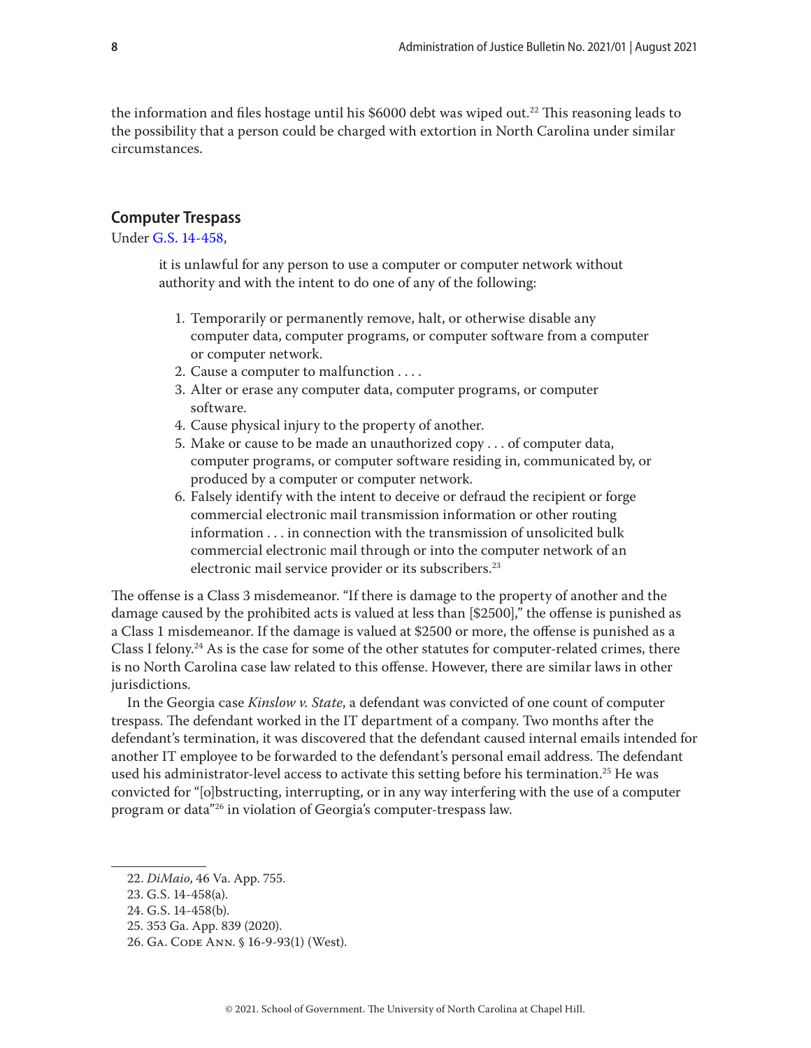the information and files hostage until his $6000 debt was wiped out.[22] This reasoning leads to the possibility that a person could be charged with extortion in North Carolina under similar circumstances.

## Computer Trespass

Under G.S. 14-458,

> it is unlawful for any person to use a computer or computer network without authority and with the intent to do one of any of the following:
>
> 1. Temporarily or permanently remove, halt, or otherwise disable any computer data, computer programs, or computer software from a computer or computer network.
> 2. Cause a computer to malfunction . . . .
> 3. Alter or erase any computer data, computer programs, or computer software.
> 4. Cause physical injury to the property of another.
> 5. Make or cause to be made an unauthorized copy . . . of computer data, computer programs, or computer software residing in, communicated by, or produced by a computer or computer network.
> 6. Falsely identify with the intent to deceive or defraud the recipient or forge commercial electronic mail transmission information or other routing information . . . in connection with the transmission of unsolicited bulk commercial electronic mail through or into the computer network of an electronic mail service provider or its subscribers.[23]

The offense is a Class 3 misdemeanor. "If there is damage to the property of another and the damage caused by the prohibited acts is valued at less than [$2500]," the offense is punished as a Class 1 misdemeanor. If the damage is valued at $2500 or more, the offense is punished as a Class I felony.[24] As is the case for some of the other statutes for computer-related crimes, there is no North Carolina case law related to this offense. However, there are similar laws in other jurisdictions.

In the Georgia case *Kinslow v. State*, a defendant was convicted of one count of computer trespass. The defendant worked in the IT department of a company. Two months after the defendant's termination, it was discovered that the defendant caused internal emails intended for another IT employee to be forwarded to the defendant's personal email address. The defendant used his administrator-level access to activate this setting before his termination.[25] He was convicted for "[o]bstructing, interrupting, or in any way interfering with the use of a computer program or data"[26] in violation of Georgia's computer-trespass law.

---

22. *DiMaio*, 46 Va. App. 755.
23. G.S. 14-458(a).
24. G.S. 14-458(b).
25. 353 Ga. App. 839 (2020).
26. Ga. Code Ann. § 16-9-93(1) (West).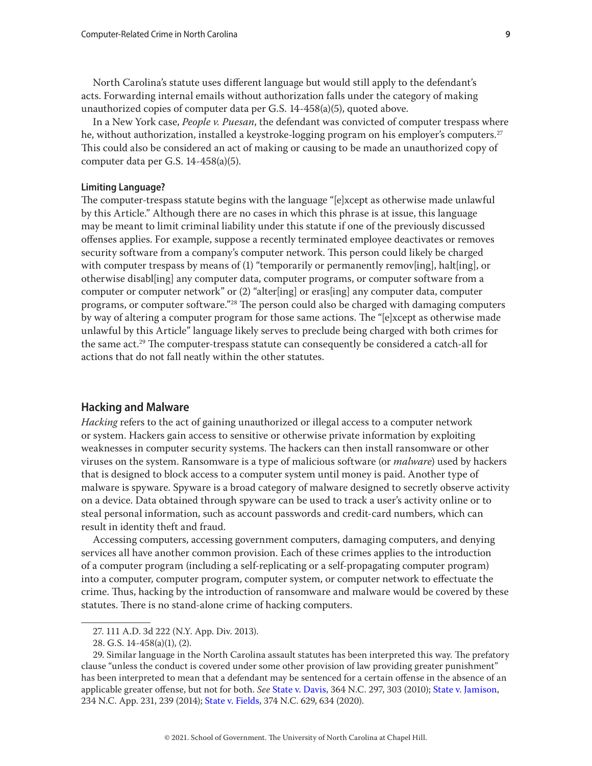North Carolina's statute uses different language but would still apply to the defendant's acts. Forwarding internal emails without authorization falls under the category of making unauthorized copies of computer data per G.S. 14-458(a)(5), quoted above.

In a New York case, *People v. Puesan*, the defendant was convicted of computer trespass where he, without authorization, installed a keystroke-logging program on his employer's computers.[27] This could also be considered an act of making or causing to be made an unauthorized copy of computer data per G.S. 14-458(a)(5).

#### Limiting Language?

The computer-trespass statute begins with the language "[e]xcept as otherwise made unlawful by this Article." Although there are no cases in which this phrase is at issue, this language may be meant to limit criminal liability under this statute if one of the previously discussed offenses applies. For example, suppose a recently terminated employee deactivates or removes security software from a company's computer network. This person could likely be charged with computer trespass by means of (1) "temporarily or permanently remov[ing], halt[ing], or otherwise disabl[ing] any computer data, computer programs, or computer software from a computer or computer network" or (2) "alter[ing] or eras[ing] any computer data, computer programs, or computer software."[28] The person could also be charged with damaging computers by way of altering a computer program for those same actions. The "[e]xcept as otherwise made unlawful by this Article" language likely serves to preclude being charged with both crimes for the same act.[29] The computer-trespass statute can consequently be considered a catch-all for actions that do not fall neatly within the other statutes.

## Hacking and Malware

*Hacking* refers to the act of gaining unauthorized or illegal access to a computer network or system. Hackers gain access to sensitive or otherwise private information by exploiting weaknesses in computer security systems. The hackers can then install ransomware or other viruses on the system. Ransomware is a type of malicious software (or *malware*) used by hackers that is designed to block access to a computer system until money is paid. Another type of malware is spyware. Spyware is a broad category of malware designed to secretly observe activity on a device. Data obtained through spyware can be used to track a user's activity online or to steal personal information, such as account passwords and credit-card numbers, which can result in identity theft and fraud.

Accessing computers, accessing government computers, damaging computers, and denying services all have another common provision. Each of these crimes applies to the introduction of a computer program (including a self-replicating or a self-propagating computer program) into a computer, computer program, computer system, or computer network to effectuate the crime. Thus, hacking by the introduction of ransomware and malware would be covered by these statutes. There is no stand-alone crime of hacking computers.

---

27. 111 A.D. 3d 222 (N.Y. App. Div. 2013).

28. G.S. 14-458(a)(1), (2).

29. Similar language in the North Carolina assault statutes has been interpreted this way. The prefatory clause "unless the conduct is covered under some other provision of law providing greater punishment" has been interpreted to mean that a defendant may be sentenced for a certain offense in the absence of an applicable greater offense, but not for both. *See* State v. Davis, 364 N.C. 297, 303 (2010); State v. Jamison, 234 N.C. App. 231, 239 (2014); State v. Fields, 374 N.C. 629, 634 (2020).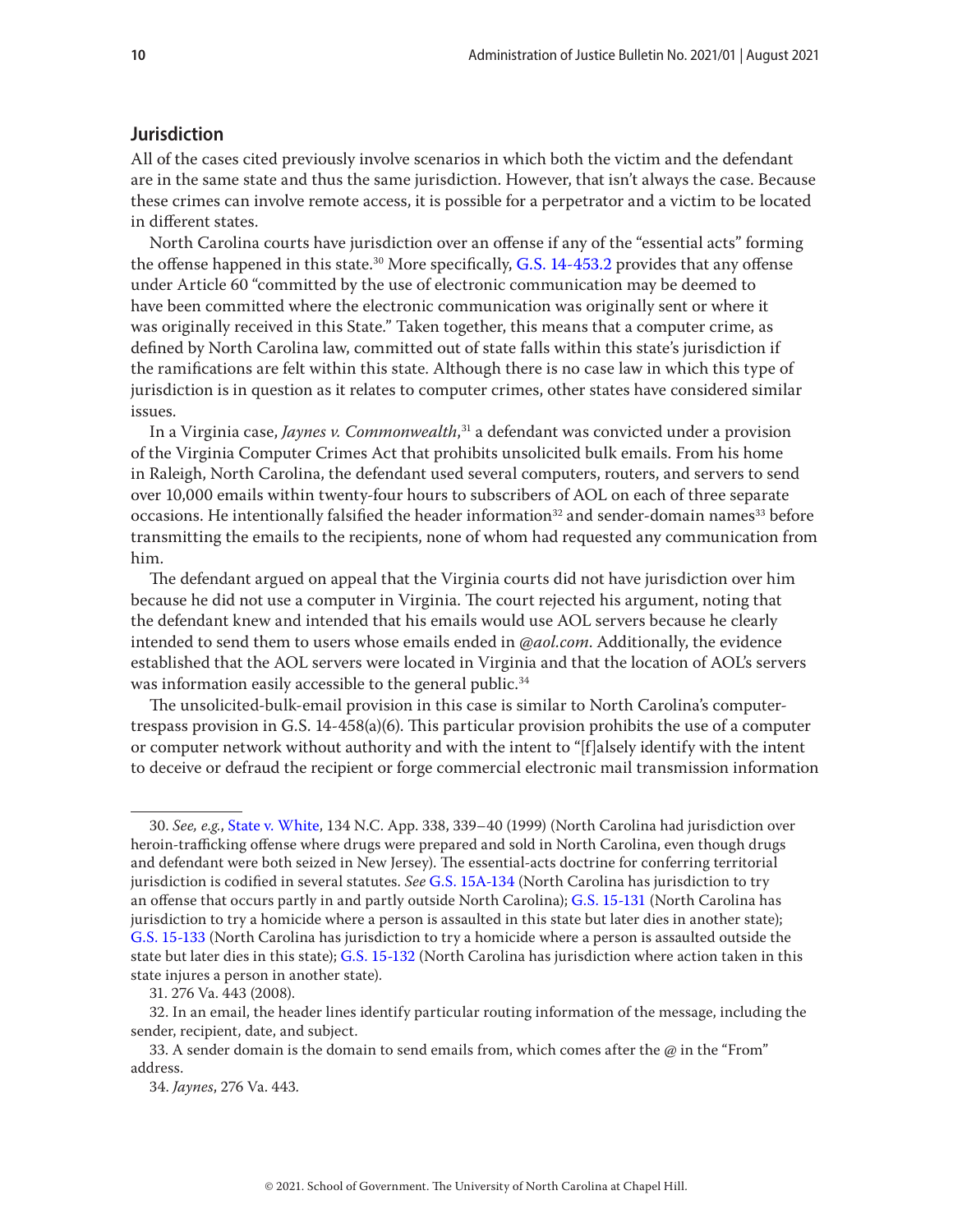## Jurisdiction

All of the cases cited previously involve scenarios in which both the victim and the defendant are in the same state and thus the same jurisdiction. However, that isn't always the case. Because these crimes can involve remote access, it is possible for a perpetrator and a victim to be located in different states.

North Carolina courts have jurisdiction over an offense if any of the "essential acts" forming the offense happened in this state.[30] More specifically, G.S. 14-453.2 provides that any offense under Article 60 "committed by the use of electronic communication may be deemed to have been committed where the electronic communication was originally sent or where it was originally received in this State." Taken together, this means that a computer crime, as defined by North Carolina law, committed out of state falls within this state's jurisdiction if the ramifications are felt within this state. Although there is no case law in which this type of jurisdiction is in question as it relates to computer crimes, other states have considered similar issues.

In a Virginia case, *Jaynes v. Commonwealth*,[31] a defendant was convicted under a provision of the Virginia Computer Crimes Act that prohibits unsolicited bulk emails. From his home in Raleigh, North Carolina, the defendant used several computers, routers, and servers to send over 10,000 emails within twenty-four hours to subscribers of AOL on each of three separate occasions. He intentionally falsified the header information[32] and sender-domain names[33] before transmitting the emails to the recipients, none of whom had requested any communication from him.

The defendant argued on appeal that the Virginia courts did not have jurisdiction over him because he did not use a computer in Virginia. The court rejected his argument, noting that the defendant knew and intended that his emails would use AOL servers because he clearly intended to send them to users whose emails ended in *@aol.com*. Additionally, the evidence established that the AOL servers were located in Virginia and that the location of AOL's servers was information easily accessible to the general public.[34]

The unsolicited-bulk-email provision in this case is similar to North Carolina's computer-trespass provision in G.S. 14-458(a)(6). This particular provision prohibits the use of a computer or computer network without authority and with the intent to "[f]alsely identify with the intent to deceive or defraud the recipient or forge commercial electronic mail transmission information

---

30. *See, e.g.*, State v. White, 134 N.C. App. 338, 339–40 (1999) (North Carolina had jurisdiction over heroin-trafficking offense where drugs were prepared and sold in North Carolina, even though drugs and defendant were both seized in New Jersey). The essential-acts doctrine for conferring territorial jurisdiction is codified in several statutes. *See* G.S. 15A-134 (North Carolina has jurisdiction to try an offense that occurs partly in and partly outside North Carolina); G.S. 15-131 (North Carolina has jurisdiction to try a homicide where a person is assaulted in this state but later dies in another state); G.S. 15-133 (North Carolina has jurisdiction to try a homicide where a person is assaulted outside the state but later dies in this state); G.S. 15-132 (North Carolina has jurisdiction where action taken in this state injures a person in another state).

31. 276 Va. 443 (2008).

32. In an email, the header lines identify particular routing information of the message, including the sender, recipient, date, and subject.

33. A sender domain is the domain to send emails from, which comes after the @ in the "From" address.

34. *Jaynes*, 276 Va. 443.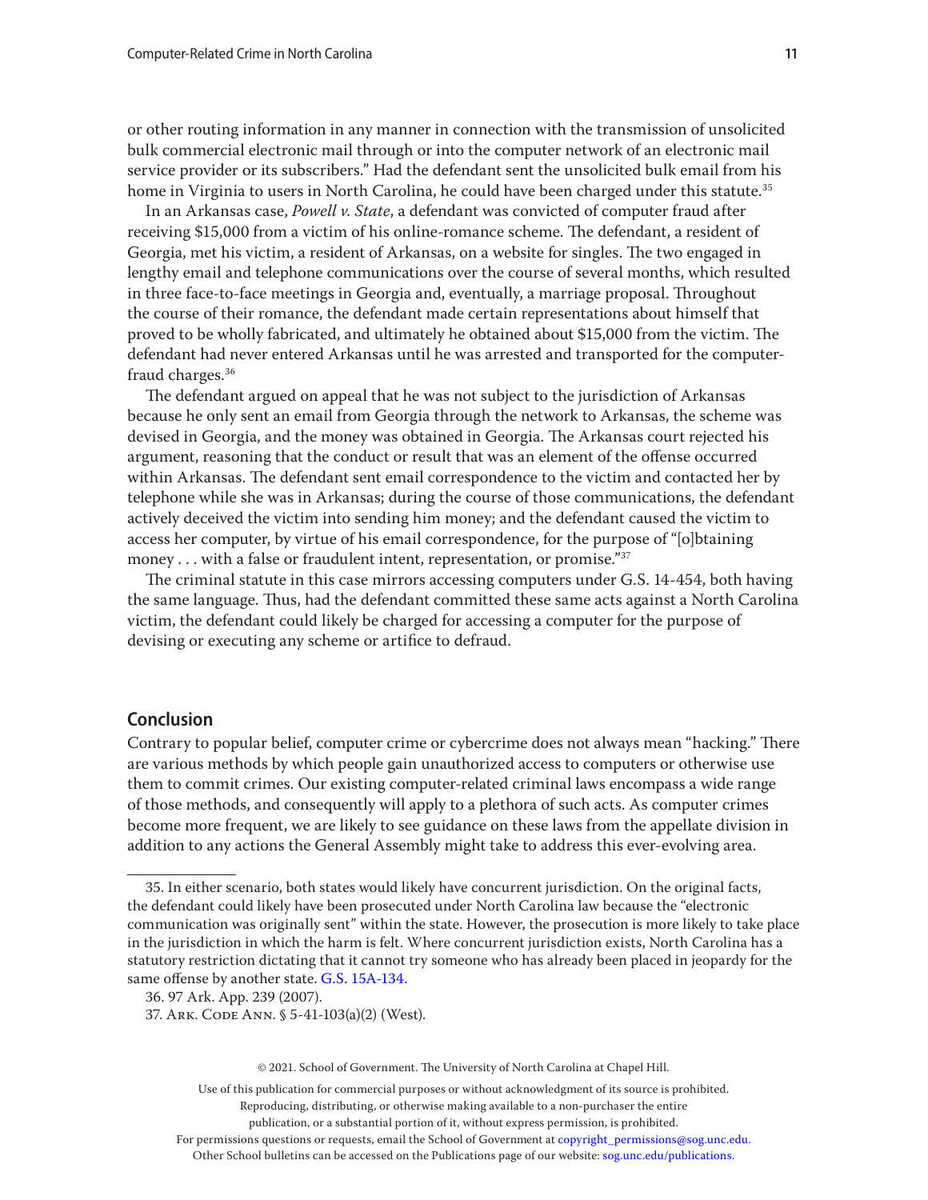or other routing information in any manner in connection with the transmission of unsolicited bulk commercial electronic mail through or into the computer network of an electronic mail service provider or its subscribers." Had the defendant sent the unsolicited bulk email from his home in Virginia to users in North Carolina, he could have been charged under this statute.[35]

In an Arkansas case, *Powell v. State*, a defendant was convicted of computer fraud after receiving $15,000 from a victim of his online-romance scheme. The defendant, a resident of Georgia, met his victim, a resident of Arkansas, on a website for singles. The two engaged in lengthy email and telephone communications over the course of several months, which resulted in three face-to-face meetings in Georgia and, eventually, a marriage proposal. Throughout the course of their romance, the defendant made certain representations about himself that proved to be wholly fabricated, and ultimately he obtained about $15,000 from the victim. The defendant had never entered Arkansas until he was arrested and transported for the computer-fraud charges.[36]

The defendant argued on appeal that he was not subject to the jurisdiction of Arkansas because he only sent an email from Georgia through the network to Arkansas, the scheme was devised in Georgia, and the money was obtained in Georgia. The Arkansas court rejected his argument, reasoning that the conduct or result that was an element of the offense occurred within Arkansas. The defendant sent email correspondence to the victim and contacted her by telephone while she was in Arkansas; during the course of those communications, the defendant actively deceived the victim into sending him money; and the defendant caused the victim to access her computer, by virtue of his email correspondence, for the purpose of "[o]btaining money . . . with a false or fraudulent intent, representation, or promise."[37]

The criminal statute in this case mirrors accessing computers under G.S. 14-454, both having the same language. Thus, had the defendant committed these same acts against a North Carolina victim, the defendant could likely be charged for accessing a computer for the purpose of devising or executing any scheme or artifice to defraud.

## Conclusion

Contrary to popular belief, computer crime or cybercrime does not always mean "hacking." There are various methods by which people gain unauthorized access to computers or otherwise use them to commit crimes. Our existing computer-related criminal laws encompass a wide range of those methods, and consequently will apply to a plethora of such acts. As computer crimes become more frequent, we are likely to see guidance on these laws from the appellate division in addition to any actions the General Assembly might take to address this ever-evolving area.

---

35. In either scenario, both states would likely have concurrent jurisdiction. On the original facts, the defendant could likely have been prosecuted under North Carolina law because the "electronic communication was originally sent" within the state. However, the prosecution is more likely to take place in the jurisdiction in which the harm is felt. Where concurrent jurisdiction exists, North Carolina has a statutory restriction dictating that it cannot try someone who has already been placed in jeopardy for the same offense by another state. G.S. 15A-134.

36. 97 Ark. App. 239 (2007).

37. Ark. Code Ann. § 5-41-103(a)(2) (West).

© 2021. School of Government. The University of North Carolina at Chapel Hill.

Use of this publication for commercial purposes or without acknowledgment of its source is prohibited. Reproducing, distributing, or otherwise making available to a non-purchaser the entire publication, or a substantial portion of it, without express permission, is prohibited.
For permissions questions or requests, email the School of Government at copyright_permissions@sog.unc.edu.
Other School bulletins can be accessed on the Publications page of our website: sog.unc.edu/publications.